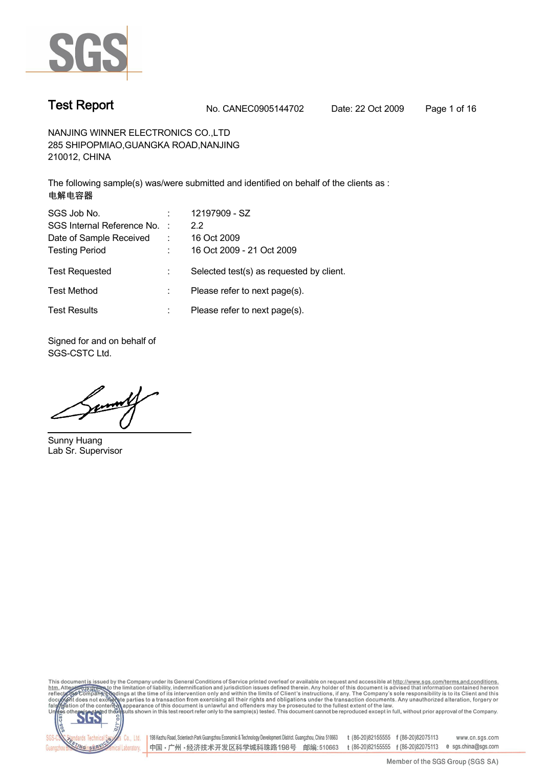# Test Report

No. CANEC0905144702 Date: 22 Oct 2009

NANJING WINNER ELECTRONICS CO.,LTD
285 SHIPOPMIAO,GUANGKA ROAD,NANJING
210012, CHINA

The following sample(s) was/were submitted and identified on behalf of the clients as :
电解电容器

| | | |
|---|---|---|
| SGS Job No. | : | 12197909 - SZ |
| SGS Internal Reference No. | : | 2.2 |
| Date of Sample Received | : | 16 Oct 2009 |
| Testing Period | : | 16 Oct 2009 - 21 Oct 2009 |
| Test Requested | : | Selected test(s) as requested by client. |
| Test Method | : | Please refer to next page(s). |
| Test Results | : | Please refer to next page(s). |

Signed for and on behalf of
SGS-CSTC Ltd.

Sunny Huang
Lab Sr. Supervisor

This document is issued by the Company under its General Conditions of Service printed overleaf or available on request and accessible at http://www.sgs.com/terms_and_conditions.htm. Attention is drawn to the limitation of liability, indemnification and jurisdiction issues defined therein. Any holder of this document is advised that information contained hereon reflects the Company's findings at the time of its intervention only and within the limits of Client's instructions, if any. The Company's sole responsibility is to its Client and this document does not exonerate parties to a transaction from exercising all their rights and obligations under the transaction documents. Any unauthorized alteration, forgery or falsification of the content or appearance of this document is unlawful and offenders may be prosecuted to the fullest extent of the law. Unless otherwise stated the results shown in this test report refer only to the sample(s) tested. This document cannot be reproduced except in full, without prior approval of the Company.

SGS-CSTC Standards Technical Services Co., Ltd. Guangzhou Branch Chemical Laboratory. 198 Kezhu Road, Scientech Park Guangzhou Economic & Technology Development District, Guangzhou, China 510663 t (86-20)82155555 f (86-20)82075113 www.cn.sgs.com
中国・广州・经济技术开发区科学城科珠路198号 邮编: 510663 t (86-20)82155555 f (86-20)82075113 e sgs.china@sgs.com

Member of the SGS Group (SGS SA)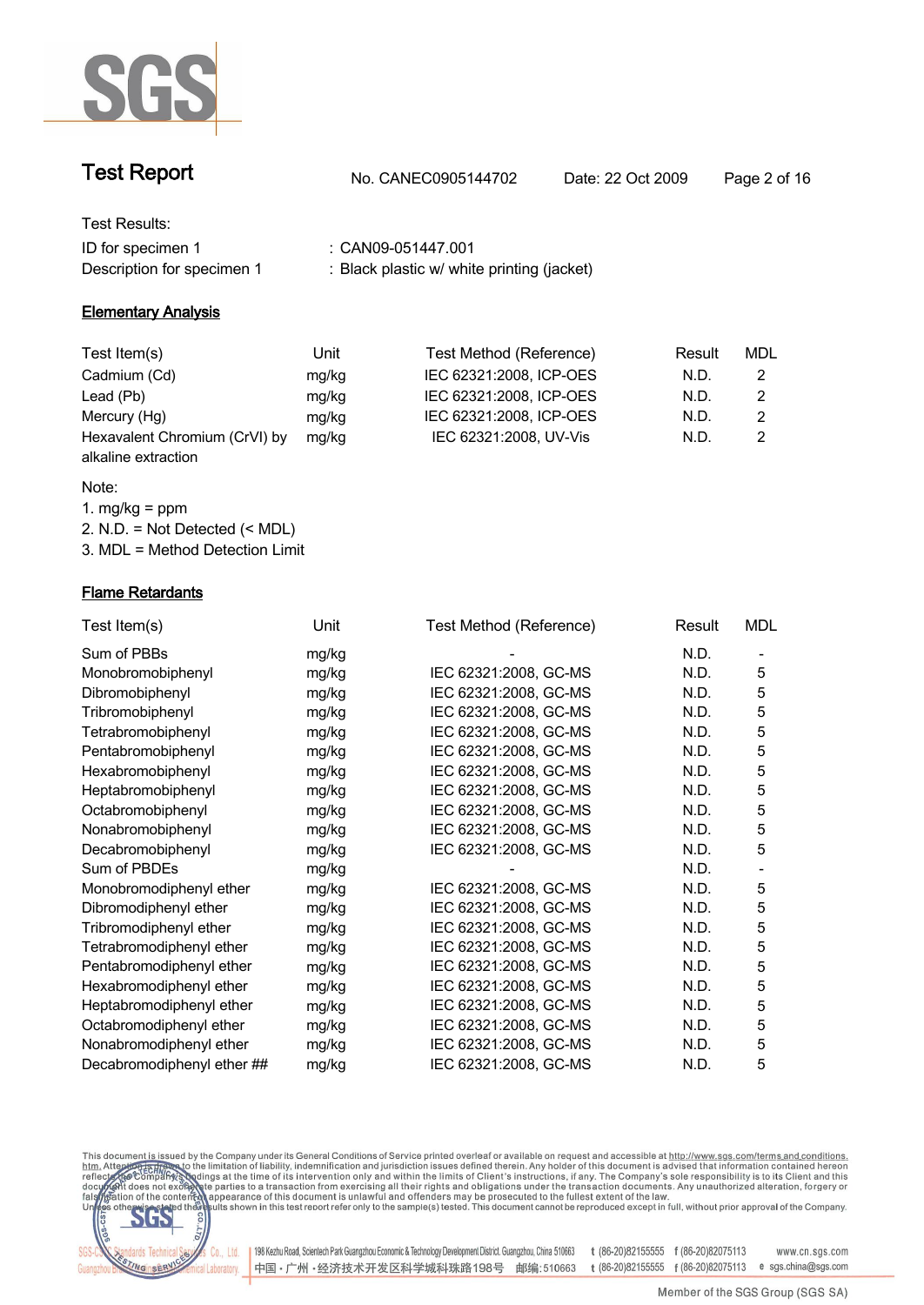# Test Report

No. CANEC0905144702 Date: 22 Oct 2009

Test Results:

ID for specimen 1 : CAN09-051447.001

Description for specimen 1 : Black plastic w/ white printing (jacket)

## Elementary Analysis

| Test Item(s) | Unit | Test Method (Reference) | Result | MDL |
|---|---|---|---|---|
| Cadmium (Cd) | mg/kg | IEC 62321:2008, ICP-OES | N.D. | 2 |
| Lead (Pb) | mg/kg | IEC 62321:2008, ICP-OES | N.D. | 2 |
| Mercury (Hg) | mg/kg | IEC 62321:2008, ICP-OES | N.D. | 2 |
| Hexavalent Chromium (CrVI) by alkaline extraction | mg/kg | IEC 62321:2008, UV-Vis | N.D. | 2 |

Note:
1. mg/kg = ppm
2. N.D. = Not Detected (< MDL)
3. MDL = Method Detection Limit

## Flame Retardants

| Test Item(s) | Unit | Test Method (Reference) | Result | MDL |
|---|---|---|---|---|
| Sum of PBBs | mg/kg | - | N.D. | - |
| Monobromobiphenyl | mg/kg | IEC 62321:2008, GC-MS | N.D. | 5 |
| Dibromobiphenyl | mg/kg | IEC 62321:2008, GC-MS | N.D. | 5 |
| Tribromobiphenyl | mg/kg | IEC 62321:2008, GC-MS | N.D. | 5 |
| Tetrabromobiphenyl | mg/kg | IEC 62321:2008, GC-MS | N.D. | 5 |
| Pentabromobiphenyl | mg/kg | IEC 62321:2008, GC-MS | N.D. | 5 |
| Hexabromobiphenyl | mg/kg | IEC 62321:2008, GC-MS | N.D. | 5 |
| Heptabromobiphenyl | mg/kg | IEC 62321:2008, GC-MS | N.D. | 5 |
| Octabromobiphenyl | mg/kg | IEC 62321:2008, GC-MS | N.D. | 5 |
| Nonabromobiphenyl | mg/kg | IEC 62321:2008, GC-MS | N.D. | 5 |
| Decabromobiphenyl | mg/kg | IEC 62321:2008, GC-MS | N.D. | 5 |
| Sum of PBDEs | mg/kg | - | N.D. | - |
| Monobromodiphenyl ether | mg/kg | IEC 62321:2008, GC-MS | N.D. | 5 |
| Dibromodiphenyl ether | mg/kg | IEC 62321:2008, GC-MS | N.D. | 5 |
| Tribromodiphenyl ether | mg/kg | IEC 62321:2008, GC-MS | N.D. | 5 |
| Tetrabromodiphenyl ether | mg/kg | IEC 62321:2008, GC-MS | N.D. | 5 |
| Pentabromodiphenyl ether | mg/kg | IEC 62321:2008, GC-MS | N.D. | 5 |
| Hexabromodiphenyl ether | mg/kg | IEC 62321:2008, GC-MS | N.D. | 5 |
| Heptabromodiphenyl ether | mg/kg | IEC 62321:2008, GC-MS | N.D. | 5 |
| Octabromodiphenyl ether | mg/kg | IEC 62321:2008, GC-MS | N.D. | 5 |
| Nonabromodiphenyl ether | mg/kg | IEC 62321:2008, GC-MS | N.D. | 5 |
| Decabromodiphenyl ether ## | mg/kg | IEC 62321:2008, GC-MS | N.D. | 5 |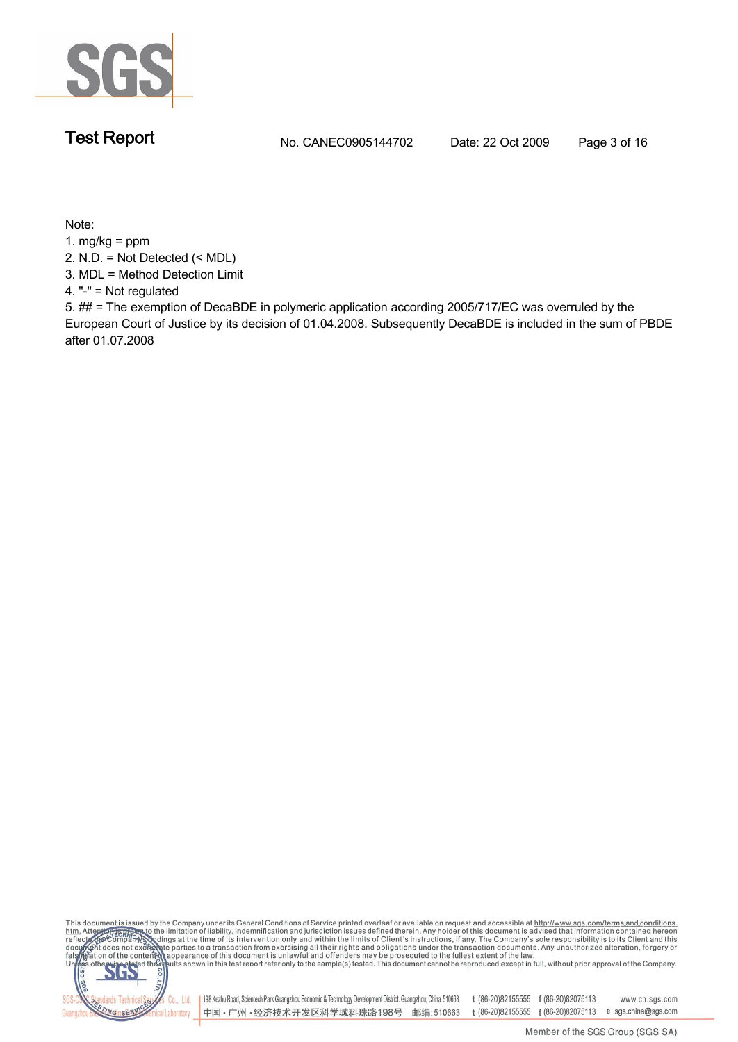Note:

1. mg/kg = ppm
2. N.D. = Not Detected (< MDL)
3. MDL = Method Detection Limit
4. "-" = Not regulated
5. ## = The exemption of DecaBDE in polymeric application according 2005/717/EC was overruled by the European Court of Justice by its decision of 01.04.2008. Subsequently DecaBDE is included in the sum of PBDE after 01.07.2008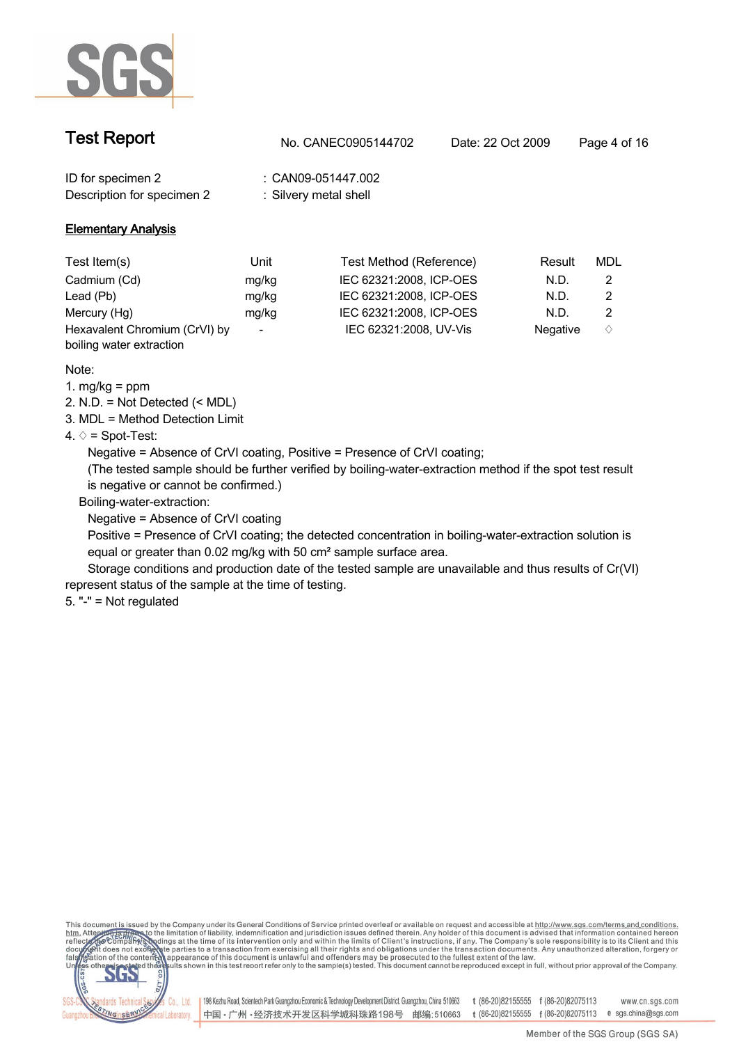# Test Report

No. CANEC0905144702 Date: 22 Oct 2009

ID for specimen 2 : CAN09-051447.002
Description for specimen 2 : Silvery metal shell

## Elementary Analysis

| Test Item(s) | Unit | Test Method (Reference) | Result | MDL |
|---|---|---|---|---|
| Cadmium (Cd) | mg/kg | IEC 62321:2008, ICP-OES | N.D. | 2 |
| Lead (Pb) | mg/kg | IEC 62321:2008, ICP-OES | N.D. | 2 |
| Mercury (Hg) | mg/kg | IEC 62321:2008, ICP-OES | N.D. | 2 |
| Hexavalent Chromium (CrVI) by boiling water extraction | - | IEC 62321:2008, UV-Vis | Negative | ♢ |

Note:

1. mg/kg = ppm
2. N.D. = Not Detected (< MDL)
3. MDL = Method Detection Limit
4. ♢ = Spot-Test:

   Negative = Absence of CrVI coating, Positive = Presence of CrVI coating;
   (The tested sample should be further verified by boiling-water-extraction method if the spot test result is negative or cannot be confirmed.)

   Boiling-water-extraction:

   Negative = Absence of CrVI coating
   Positive = Presence of CrVI coating; the detected concentration in boiling-water-extraction solution is equal or greater than 0.02 mg/kg with 50 $cm^2$ sample surface area.

   Storage conditions and production date of the tested sample are unavailable and thus results of Cr(VI) represent status of the sample at the time of testing.
5. "-" = Not regulated

This document is issued by the Company under its General Conditions of Service printed overleaf or available on request and accessible at http://www.sgs.com/terms.and.conditions.htm. Attention is drawn to the limitation of liability, indemnification and jurisdiction issues defined therein. Any holder of this document is advised that information contained hereon reflects the Company's findings at the time of its intervention only and within the limits of Client's instructions, if any. The Company's sole responsibility is to its Client and this document does not exonerate parties to a transaction from exercising all their rights and obligations under the transaction documents. Any unauthorized alteration, forgery or falsification of the content or appearance of this document is unlawful and offenders may be prosecuted to the fullest extent of the law. Unless otherwise stated the results shown in this test report refer only to the sample(s) tested. This document cannot be reproduced except in full, without prior approval of the Company.

SGS-CSTC Standards Technical Services Co., Ltd. Guangzhou Branch Chemical Laboratory | 198 Kezhu Road, Scientech Park Guangzhou Economic & Technology Development District, Guangzhou, China 510663 t (86-20)82155555 f (86-20)82075113 www.cn.sgs.com
中国・广州・经济技术开发区科学城科珠路198号 邮编：510663 t (86-20)82155555 f (86-20)82075113 e sgs.china@sgs.com

Member of the SGS Group (SGS SA)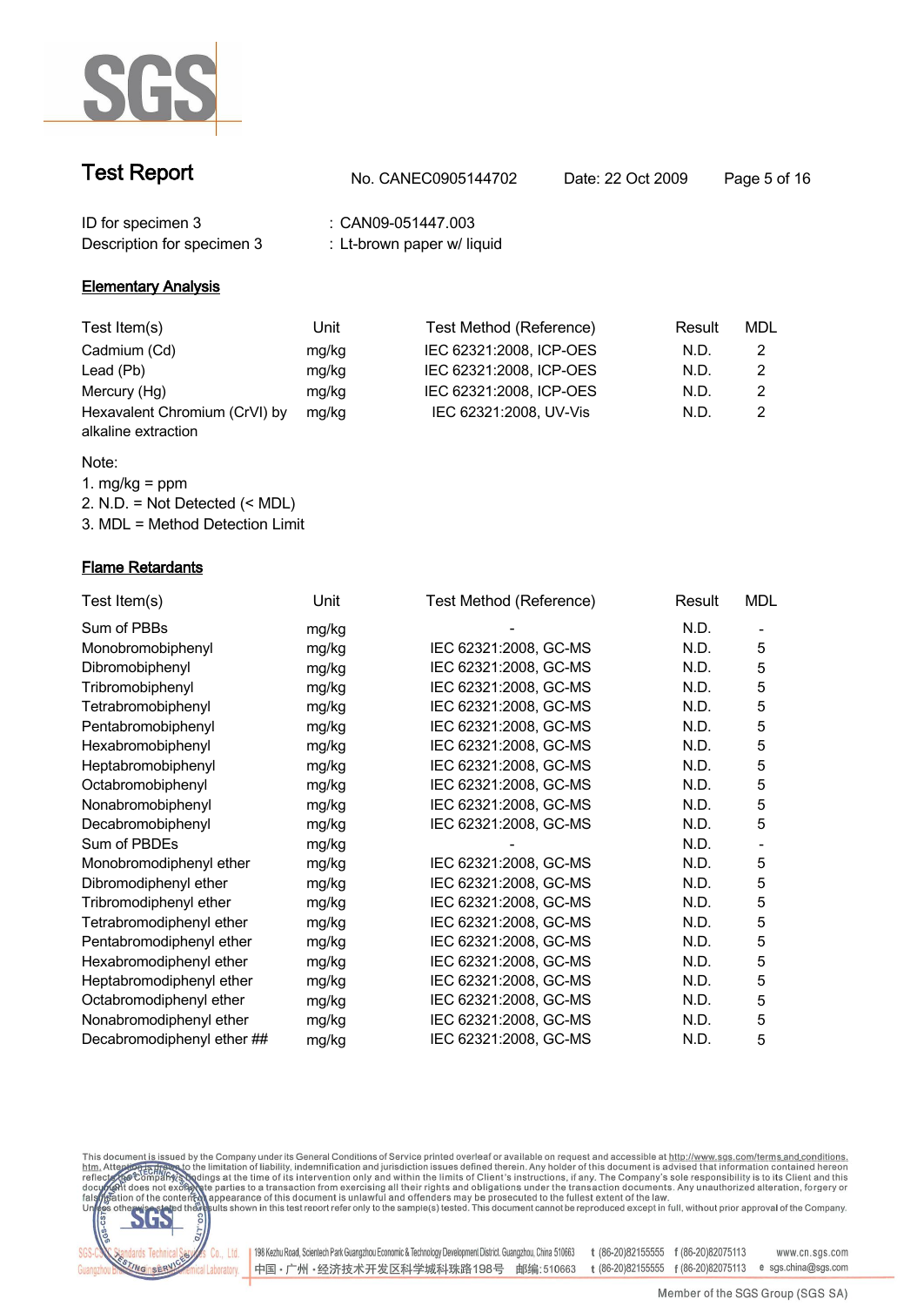# Test Report

No. CANEC0905144702    Date: 22 Oct 2009

ID for specimen 3 : CAN09-051447.003

Description for specimen 3 : Lt-brown paper w/ liquid

## Elementary Analysis

| Test Item(s) | Unit | Test Method (Reference) | Result | MDL |
|---|---|---|---|---|
| Cadmium (Cd) | mg/kg | IEC 62321:2008, ICP-OES | N.D. | 2 |
| Lead (Pb) | mg/kg | IEC 62321:2008, ICP-OES | N.D. | 2 |
| Mercury (Hg) | mg/kg | IEC 62321:2008, ICP-OES | N.D. | 2 |
| Hexavalent Chromium (CrVI) by alkaline extraction | mg/kg | IEC 62321:2008, UV-Vis | N.D. | 2 |

Note:

1. mg/kg = ppm
2. N.D. = Not Detected (< MDL)
3. MDL = Method Detection Limit

## Flame Retardants

| Test Item(s) | Unit | Test Method (Reference) | Result | MDL |
|---|---|---|---|---|
| Sum of PBBs | mg/kg | - | N.D. | - |
| Monobromobiphenyl | mg/kg | IEC 62321:2008, GC-MS | N.D. | 5 |
| Dibromobiphenyl | mg/kg | IEC 62321:2008, GC-MS | N.D. | 5 |
| Tribromobiphenyl | mg/kg | IEC 62321:2008, GC-MS | N.D. | 5 |
| Tetrabromobiphenyl | mg/kg | IEC 62321:2008, GC-MS | N.D. | 5 |
| Pentabromobiphenyl | mg/kg | IEC 62321:2008, GC-MS | N.D. | 5 |
| Hexabromobiphenyl | mg/kg | IEC 62321:2008, GC-MS | N.D. | 5 |
| Heptabromobiphenyl | mg/kg | IEC 62321:2008, GC-MS | N.D. | 5 |
| Octabromobiphenyl | mg/kg | IEC 62321:2008, GC-MS | N.D. | 5 |
| Nonabromobiphenyl | mg/kg | IEC 62321:2008, GC-MS | N.D. | 5 |
| Decabromobiphenyl | mg/kg | IEC 62321:2008, GC-MS | N.D. | 5 |
| Sum of PBDEs | mg/kg | - | N.D. | - |
| Monobromodiphenyl ether | mg/kg | IEC 62321:2008, GC-MS | N.D. | 5 |
| Dibromodiphenyl ether | mg/kg | IEC 62321:2008, GC-MS | N.D. | 5 |
| Tribromodiphenyl ether | mg/kg | IEC 62321:2008, GC-MS | N.D. | 5 |
| Tetrabromodiphenyl ether | mg/kg | IEC 62321:2008, GC-MS | N.D. | 5 |
| Pentabromodiphenyl ether | mg/kg | IEC 62321:2008, GC-MS | N.D. | 5 |
| Hexabromodiphenyl ether | mg/kg | IEC 62321:2008, GC-MS | N.D. | 5 |
| Heptabromodiphenyl ether | mg/kg | IEC 62321:2008, GC-MS | N.D. | 5 |
| Octabromodiphenyl ether | mg/kg | IEC 62321:2008, GC-MS | N.D. | 5 |
| Nonabromodiphenyl ether | mg/kg | IEC 62321:2008, GC-MS | N.D. | 5 |
| Decabromodiphenyl ether ## | mg/kg | IEC 62321:2008, GC-MS | N.D. | 5 |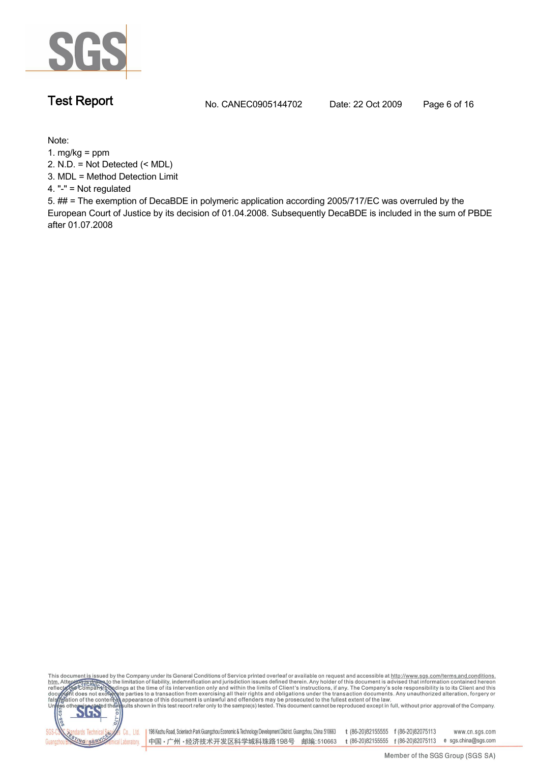Note:

1. mg/kg = ppm
2. N.D. = Not Detected (< MDL)
3. MDL = Method Detection Limit
4. "-" = Not regulated
5. ## = The exemption of DecaBDE in polymeric application according 2005/717/EC was overruled by the European Court of Justice by its decision of 01.04.2008. Subsequently DecaBDE is included in the sum of PBDE after 01.07.2008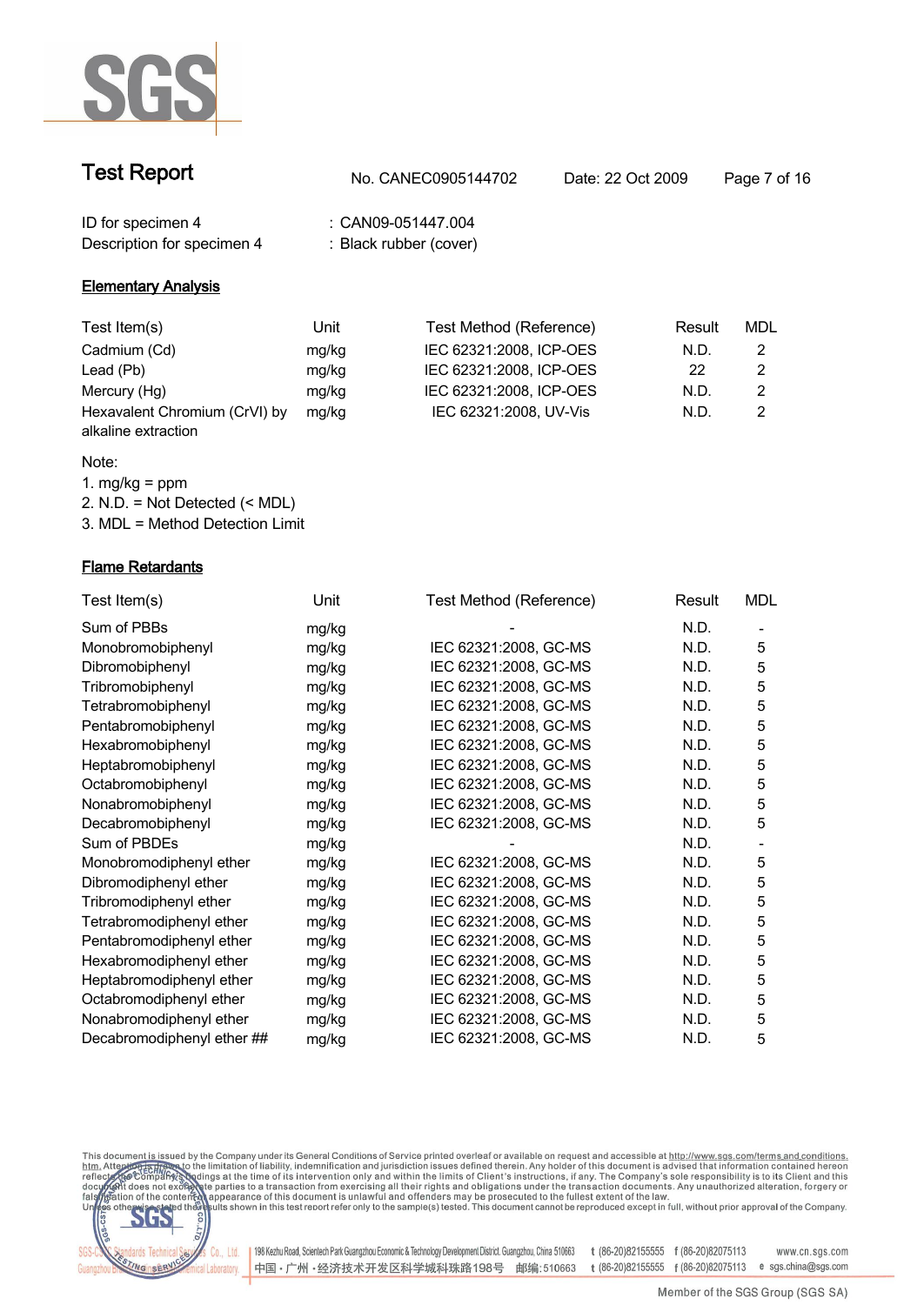# Test Report

No. CANEC0905144702 Date: 22 Oct 2009

ID for specimen 4 : CAN09-051447.004
Description for specimen 4 : Black rubber (cover)

## Elementary Analysis

| Test Item(s) | Unit | Test Method (Reference) | Result | MDL |
|---|---|---|---|---|
| Cadmium (Cd) | mg/kg | IEC 62321:2008, ICP-OES | N.D. | 2 |
| Lead (Pb) | mg/kg | IEC 62321:2008, ICP-OES | 22 | 2 |
| Mercury (Hg) | mg/kg | IEC 62321:2008, ICP-OES | N.D. | 2 |
| Hexavalent Chromium (CrVI) by alkaline extraction | mg/kg | IEC 62321:2008, UV-Vis | N.D. | 2 |

Note:
1. mg/kg = ppm
2. N.D. = Not Detected (< MDL)
3. MDL = Method Detection Limit

## Flame Retardants

| Test Item(s) | Unit | Test Method (Reference) | Result | MDL |
|---|---|---|---|---|
| Sum of PBBs | mg/kg | - | N.D. | - |
| Monobromobiphenyl | mg/kg | IEC 62321:2008, GC-MS | N.D. | 5 |
| Dibromobiphenyl | mg/kg | IEC 62321:2008, GC-MS | N.D. | 5 |
| Tribromobiphenyl | mg/kg | IEC 62321:2008, GC-MS | N.D. | 5 |
| Tetrabromobiphenyl | mg/kg | IEC 62321:2008, GC-MS | N.D. | 5 |
| Pentabromobiphenyl | mg/kg | IEC 62321:2008, GC-MS | N.D. | 5 |
| Hexabromobiphenyl | mg/kg | IEC 62321:2008, GC-MS | N.D. | 5 |
| Heptabromobiphenyl | mg/kg | IEC 62321:2008, GC-MS | N.D. | 5 |
| Octabromobiphenyl | mg/kg | IEC 62321:2008, GC-MS | N.D. | 5 |
| Nonabromobiphenyl | mg/kg | IEC 62321:2008, GC-MS | N.D. | 5 |
| Decabromobiphenyl | mg/kg | IEC 62321:2008, GC-MS | N.D. | 5 |
| Sum of PBDEs | mg/kg | - | N.D. | - |
| Monobromodiphenyl ether | mg/kg | IEC 62321:2008, GC-MS | N.D. | 5 |
| Dibromodiphenyl ether | mg/kg | IEC 62321:2008, GC-MS | N.D. | 5 |
| Tribromodiphenyl ether | mg/kg | IEC 62321:2008, GC-MS | N.D. | 5 |
| Tetrabromodiphenyl ether | mg/kg | IEC 62321:2008, GC-MS | N.D. | 5 |
| Pentabromodiphenyl ether | mg/kg | IEC 62321:2008, GC-MS | N.D. | 5 |
| Hexabromodiphenyl ether | mg/kg | IEC 62321:2008, GC-MS | N.D. | 5 |
| Heptabromodiphenyl ether | mg/kg | IEC 62321:2008, GC-MS | N.D. | 5 |
| Octabromodiphenyl ether | mg/kg | IEC 62321:2008, GC-MS | N.D. | 5 |
| Nonabromodiphenyl ether | mg/kg | IEC 62321:2008, GC-MS | N.D. | 5 |
| Decabromodiphenyl ether ## | mg/kg | IEC 62321:2008, GC-MS | N.D. | 5 |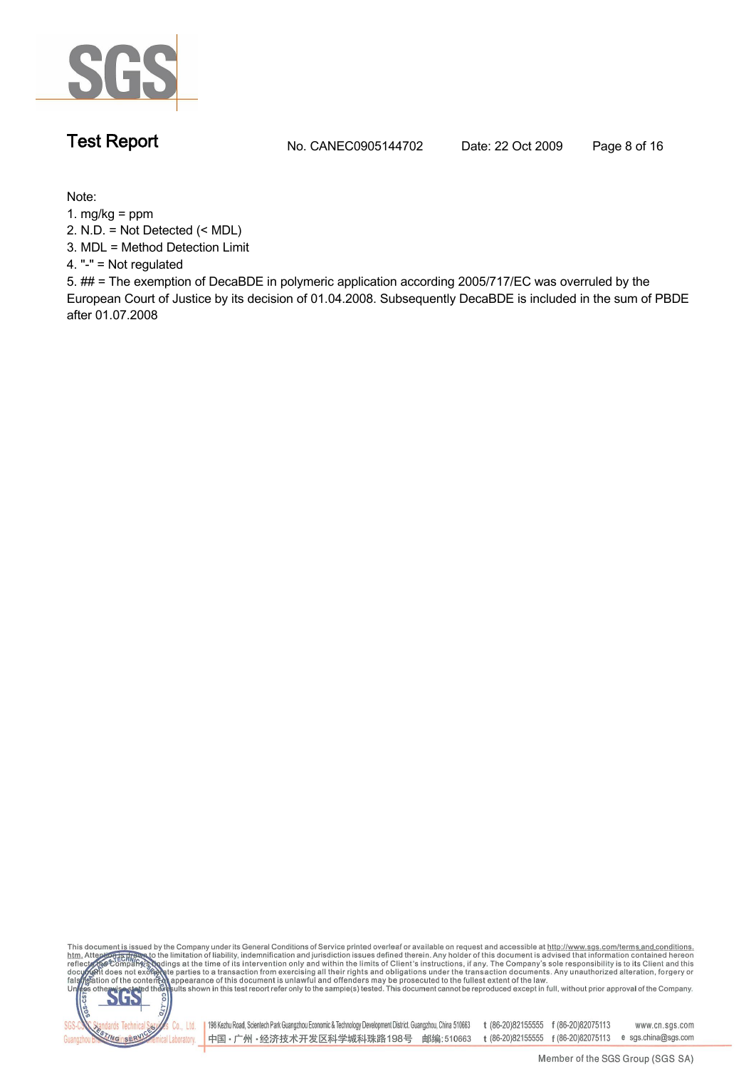Note:

1. mg/kg = ppm
2. N.D. = Not Detected (< MDL)
3. MDL = Method Detection Limit
4. "-" = Not regulated
5. ## = The exemption of DecaBDE in polymeric application according 2005/717/EC was overruled by the European Court of Justice by its decision of 01.04.2008. Subsequently DecaBDE is included in the sum of PBDE after 01.07.2008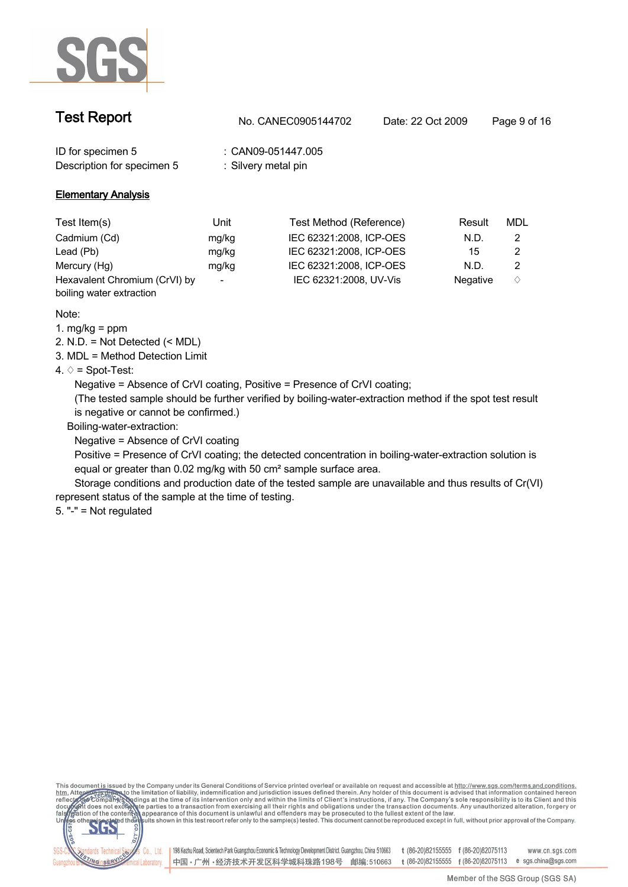# Test Report

No. CANEC0905144702 Date: 22 Oct 2009

ID for specimen 5 : CAN09-051447.005
Description for specimen 5 : Silvery metal pin

## Elementary Analysis

| Test Item(s) | Unit | Test Method (Reference) | Result | MDL |
|---|---|---|---|---|
| Cadmium (Cd) | mg/kg | IEC 62321:2008, ICP-OES | N.D. | 2 |
| Lead (Pb) | mg/kg | IEC 62321:2008, ICP-OES | 15 | 2 |
| Mercury (Hg) | mg/kg | IEC 62321:2008, ICP-OES | N.D. | 2 |
| Hexavalent Chromium (CrVI) by boiling water extraction | - | IEC 62321:2008, UV-Vis | Negative | ♢ |

Note:

1. mg/kg = ppm
2. N.D. = Not Detected (< MDL)
3. MDL = Method Detection Limit
4. ♢ = Spot-Test:

   Negative = Absence of CrVI coating, Positive = Presence of CrVI coating;
   (The tested sample should be further verified by boiling-water-extraction method if the spot test result is negative or cannot be confirmed.)

   Boiling-water-extraction:

   Negative = Absence of CrVI coating
   Positive = Presence of CrVI coating; the detected concentration in boiling-water-extraction solution is equal or greater than 0.02 mg/kg with 50 $cm^2$ sample surface area.

   Storage conditions and production date of the tested sample are unavailable and thus results of Cr(VI) represent status of the sample at the time of testing.
5. "-" = Not regulated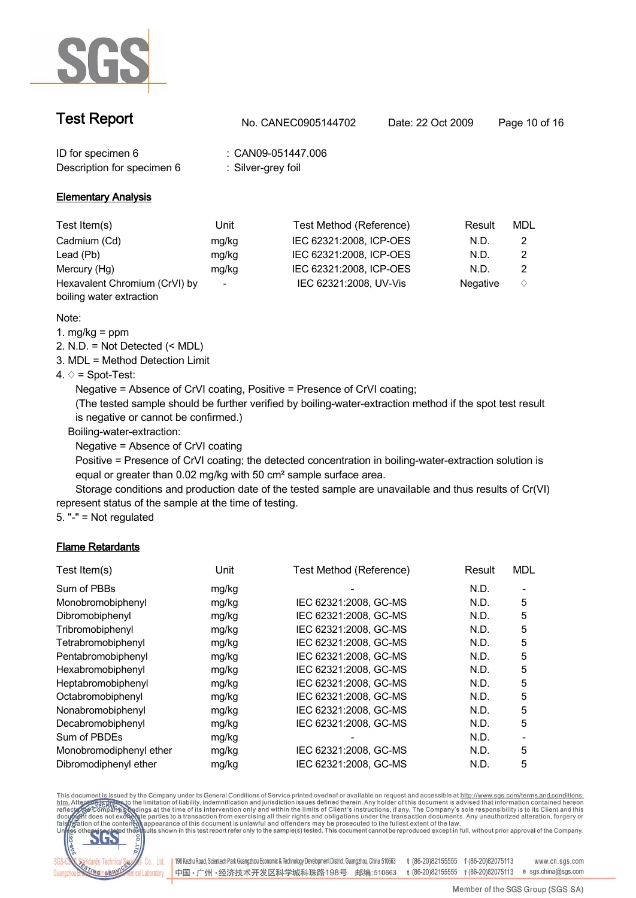# Test Report

No. CANEC0905144702 Date: 22 Oct 2009

ID for specimen 6 : CAN09-051447.006
Description for specimen 6 : Silver-grey foil

## Elementary Analysis

| Test Item(s) | Unit | Test Method (Reference) | Result | MDL |
|---|---|---|---|---|
| Cadmium (Cd) | mg/kg | IEC 62321:2008, ICP-OES | N.D. | 2 |
| Lead (Pb) | mg/kg | IEC 62321:2008, ICP-OES | N.D. | 2 |
| Mercury (Hg) | mg/kg | IEC 62321:2008, ICP-OES | N.D. | 2 |
| Hexavalent Chromium (CrVI) by boiling water extraction | - | IEC 62321:2008, UV-Vis | Negative | ◇ |

Note:

1. mg/kg = ppm
2. N.D. = Not Detected (< MDL)
3. MDL = Method Detection Limit
4. ◇ = Spot-Test:

   Negative = Absence of CrVI coating, Positive = Presence of CrVI coating;
   (The tested sample should be further verified by boiling-water-extraction method if the spot test result is negative or cannot be confirmed.)

   Boiling-water-extraction:

   Negative = Absence of CrVI coating
   Positive = Presence of CrVI coating; the detected concentration in boiling-water-extraction solution is equal or greater than 0.02 mg/kg with 50 cm² sample surface area.

   Storage conditions and production date of the tested sample are unavailable and thus results of Cr(VI) represent status of the sample at the time of testing.
5. "-" = Not regulated

## Flame Retardants

| Test Item(s) | Unit | Test Method (Reference) | Result | MDL |
|---|---|---|---|---|
| Sum of PBBs | mg/kg | - | N.D. | - |
| Monobromobiphenyl | mg/kg | IEC 62321:2008, GC-MS | N.D. | 5 |
| Dibromobiphenyl | mg/kg | IEC 62321:2008, GC-MS | N.D. | 5 |
| Tribromobiphenyl | mg/kg | IEC 62321:2008, GC-MS | N.D. | 5 |
| Tetrabromobiphenyl | mg/kg | IEC 62321:2008, GC-MS | N.D. | 5 |
| Pentabromobiphenyl | mg/kg | IEC 62321:2008, GC-MS | N.D. | 5 |
| Hexabromobiphenyl | mg/kg | IEC 62321:2008, GC-MS | N.D. | 5 |
| Heptabromobiphenyl | mg/kg | IEC 62321:2008, GC-MS | N.D. | 5 |
| Octabromobiphenyl | mg/kg | IEC 62321:2008, GC-MS | N.D. | 5 |
| Nonabromobiphenyl | mg/kg | IEC 62321:2008, GC-MS | N.D. | 5 |
| Decabromobiphenyl | mg/kg | IEC 62321:2008, GC-MS | N.D. | 5 |
| Sum of PBDEs | mg/kg | - | N.D. | - |
| Monobromodiphenyl ether | mg/kg | IEC 62321:2008, GC-MS | N.D. | 5 |
| Dibromodiphenyl ether | mg/kg | IEC 62321:2008, GC-MS | N.D. | 5 |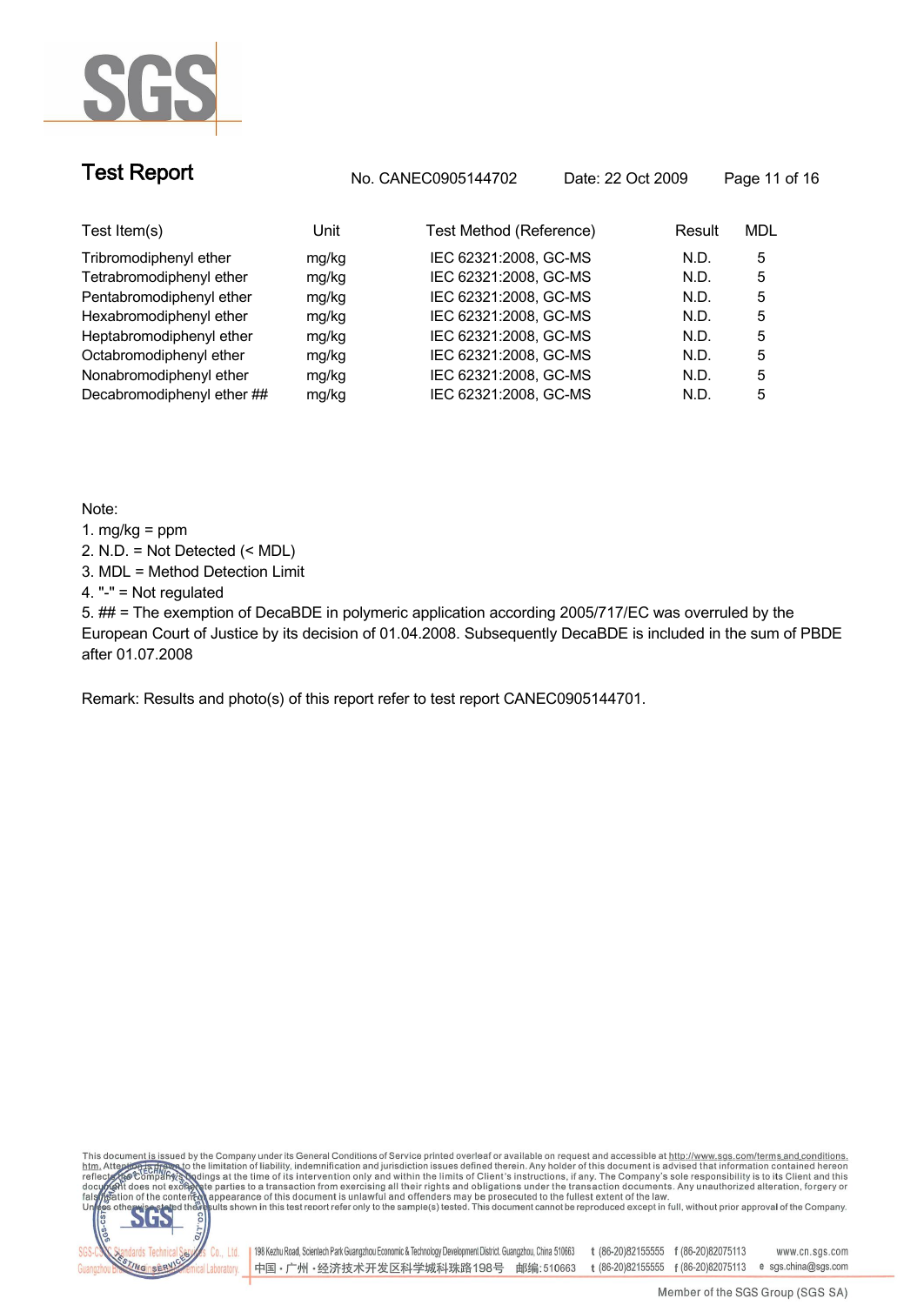| Test Item(s) | Unit | Test Method (Reference) | Result | MDL |
|---|---|---|---|---|
| Tribromodiphenyl ether | mg/kg | IEC 62321:2008, GC-MS | N.D. | 5 |
| Tetrabromodiphenyl ether | mg/kg | IEC 62321:2008, GC-MS | N.D. | 5 |
| Pentabromodiphenyl ether | mg/kg | IEC 62321:2008, GC-MS | N.D. | 5 |
| Hexabromodiphenyl ether | mg/kg | IEC 62321:2008, GC-MS | N.D. | 5 |
| Heptabromodiphenyl ether | mg/kg | IEC 62321:2008, GC-MS | N.D. | 5 |
| Octabromodiphenyl ether | mg/kg | IEC 62321:2008, GC-MS | N.D. | 5 |
| Nonabromodiphenyl ether | mg/kg | IEC 62321:2008, GC-MS | N.D. | 5 |
| Decabromodiphenyl ether ## | mg/kg | IEC 62321:2008, GC-MS | N.D. | 5 |

Note:

1. mg/kg = ppm
2. N.D. = Not Detected (< MDL)
3. MDL = Method Detection Limit
4. "-" = Not regulated
5. ## = The exemption of DecaBDE in polymeric application according 2005/717/EC was overruled by the European Court of Justice by its decision of 01.04.2008. Subsequently DecaBDE is included in the sum of PBDE after 01.07.2008

Remark: Results and photo(s) of this report refer to test report CANEC0905144701.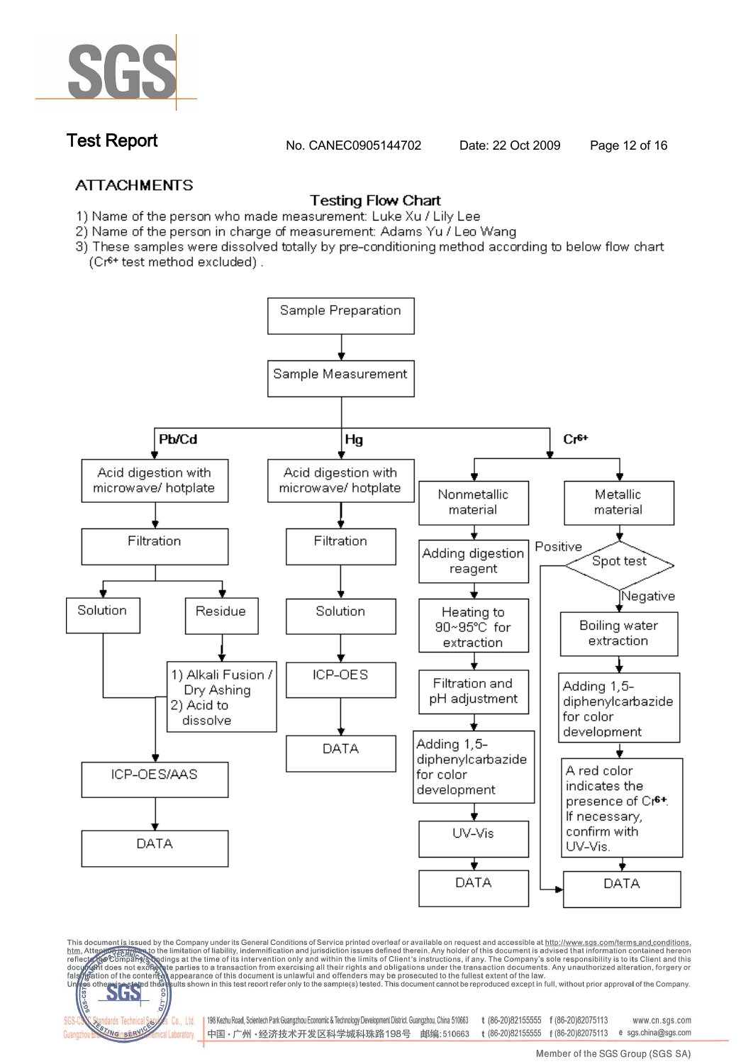## ATTACHMENTS

### Testing Flow Chart

1) Name of the person who made measurement: Luke Xu / Lily Lee
2) Name of the person in charge of measurement: Adams Yu / Leo Wang
3) These samples were dissolved totally by pre-conditioning method according to below flow chart ($Cr^{6+}$ test method excluded) .

Sample Preparation → Sample Measurement, then branching into:

**Pb/Cd**
- Acid digestion with microwave/ hotplate
- Filtration
  - Solution → ICP-OES/AAS
  - Residue → 1) Alkali Fusion / Dry Ashing 2) Acid to dissolve → ICP-OES/AAS
- ICP-OES/AAS → DATA

**Hg**
- Acid digestion with microwave/ hotplate
- Filtration
- Solution
- ICP-OES
- DATA

**$Cr^{6+}$**
- Nonmetallic material
  - Adding digestion reagent
  - Heating to 90~95°C for extraction
  - Filtration and pH adjustment
  - Adding 1,5-diphenylcarbazide for color development
  - UV-Vis
  - DATA
- Metallic material
  - Spot test
    - Positive → DATA
    - Negative → Boiling water extraction
  - Adding 1,5-diphenylcarbazide for color development
  - A red color indicates the presence of $Cr^{6+}$. If necessary, confirm with UV-Vis.
  - DATA

This document is issued by the Company under its General Conditions of Service printed overleaf or available on request and accessible at http://www.sgs.com/terms_and_conditions.htm. Attention is drawn to the limitation of liability, indemnification and jurisdiction issues defined therein. Any holder of this document is advised that information contained hereon reflects the Company's findings at the time of its intervention only and within the limits of Client's instructions, if any. The Company's sole responsibility is to its Client and this document does not exonerate parties to a transaction from exercising all their rights and obligations under the transaction documents. Any unauthorized alteration, forgery or falsification of the content or appearance of this document is unlawful and offenders may be prosecuted to the fullest extent of the law. Unless otherwise stated the results shown in this test report refer only to the sample(s) tested. This document cannot be reproduced except in full, without prior approval of the Company.

SGS-CSTC Standards Technical Services Co., Ltd. Guangzhou Branch Chemical Laboratory. 198 Kezhu Road, Scientech Park Guangzhou Economic & Technology Development District, Guangzhou, China 510663 t (86-20)82155555 f (86-20)82075113 www.cn.sgs.com
中国・广州・经济技术开发区科学城科珠路198号 邮编: 510663 t (86-20)82155555 f (86-20)82075113 e sgs.china@sgs.com

Member of the SGS Group (SGS SA)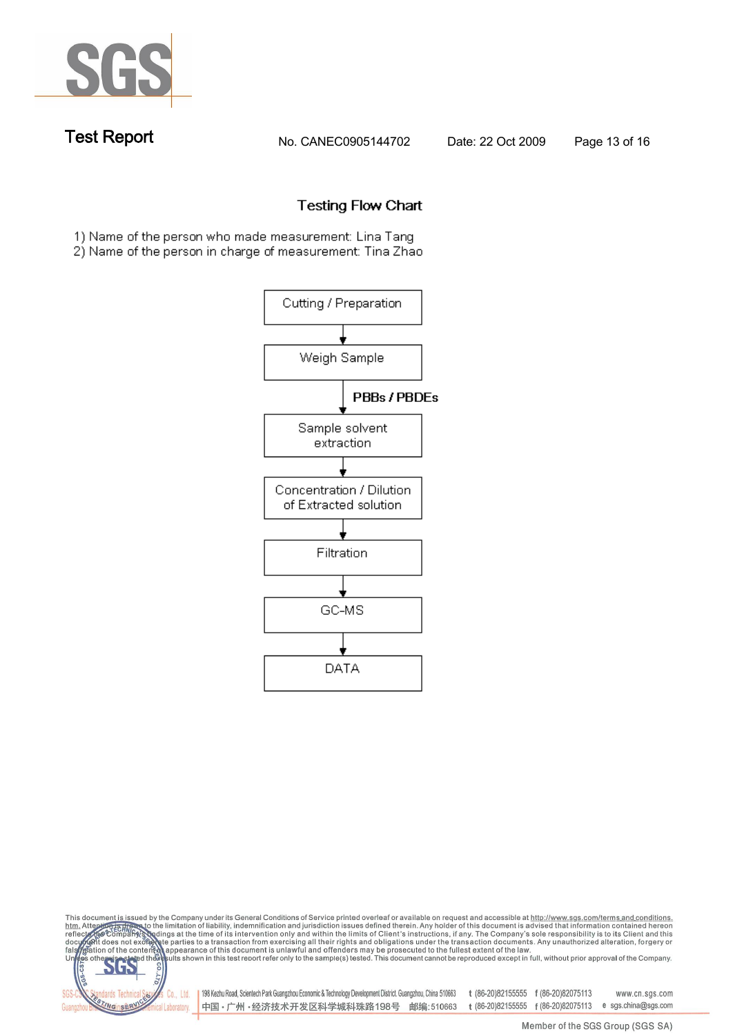# Testing Flow Chart

1) Name of the person who made measurement: Lina Tang
2) Name of the person in charge of measurement: Tina Zhao

Cutting / Preparation

↓

Weigh Sample

↓ **PBBs / PBDEs**

Sample solvent extraction

↓

Concentration / Dilution of Extracted solution

↓

Filtration

↓

GC-MS

↓

DATA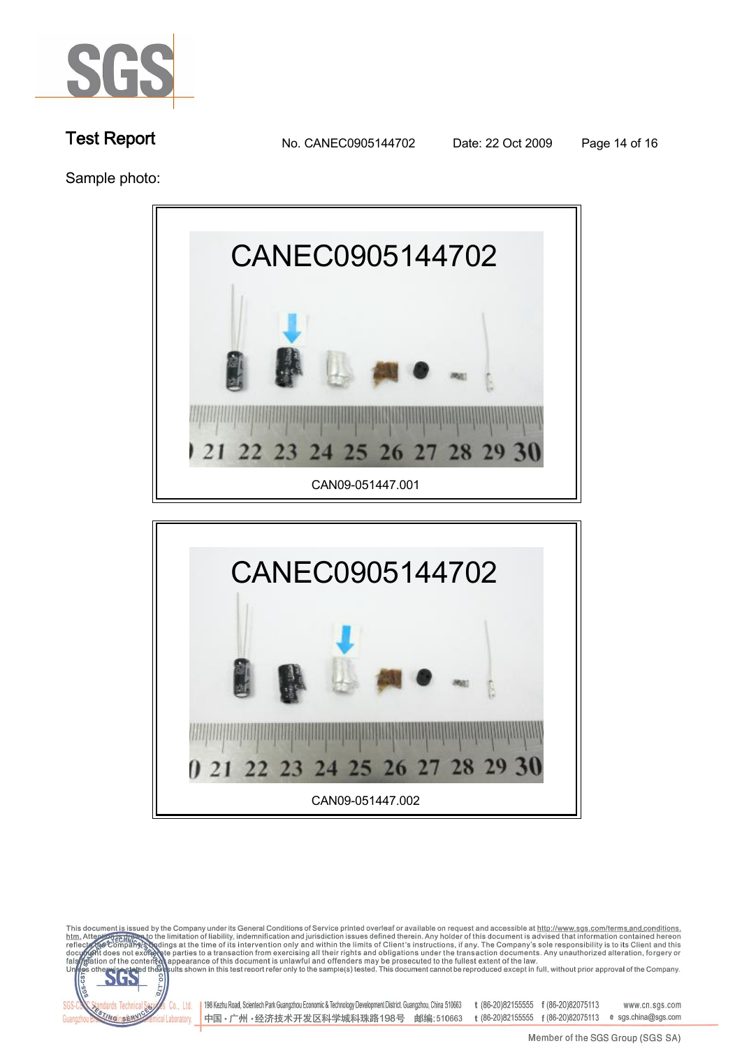# Test Report

No. CANEC0905144702 Date: 22 Oct 2009

Sample photo:

CANEC0905144702

CAN09-051447.001

CANEC0905144702

CAN09-051447.002

This document is issued by the Company under its General Conditions of Service printed overleaf or available on request and accessible at http://www.sgs.com/terms_and_conditions.htm. Attention is drawn to the limitation of liability, indemnification and jurisdiction issues defined therein. Any holder of this document is advised that information contained hereon reflects the Company's findings at the time of its intervention only and within the limits of Client's instructions, if any. The Company's sole responsibility is to its Client and this document does not exonerate parties to a transaction from exercising all their rights and obligations under the transaction documents. Any unauthorized alteration, forgery or falsification of the content or appearance of this document is unlawful and offenders may be prosecuted to the fullest extent of the law. Unless otherwise stated the results shown in this test report refer only to the sample(s) tested. This document cannot be reproduced except in full, without prior approval of the Company.

SGS-CSTC Standards Technical Services Co., Ltd. Guangzhou Branch Chemical Laboratory. | 198 Kezhu Road, Scientech Park Guangzhou Economic & Technology Development District, Guangzhou, China 510663 t (86-20)82155555 f (86-20)82075113 www.cn.sgs.com
中国・广州・经济技术开发区科学城科珠路198号 邮编:510663 t (86-20)82155555 f (86-20)82075113 e sgs.china@sgs.com

Member of the SGS Group (SGS SA)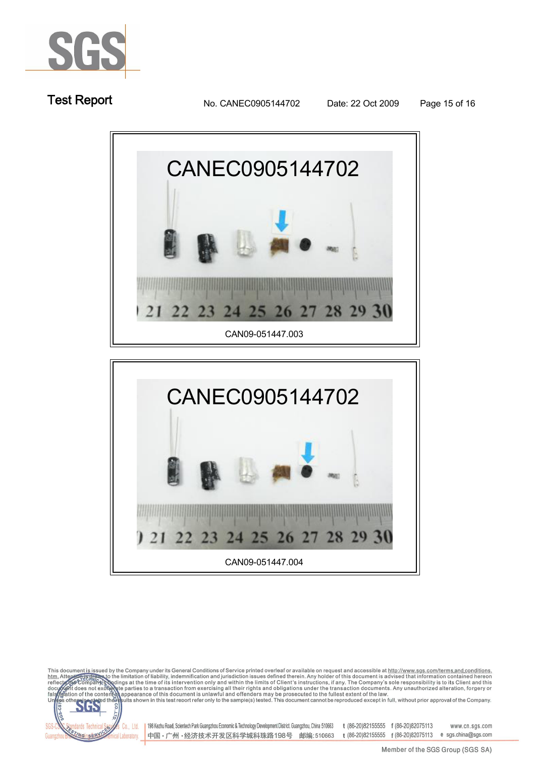CAN09-051447.003

CAN09-051447.004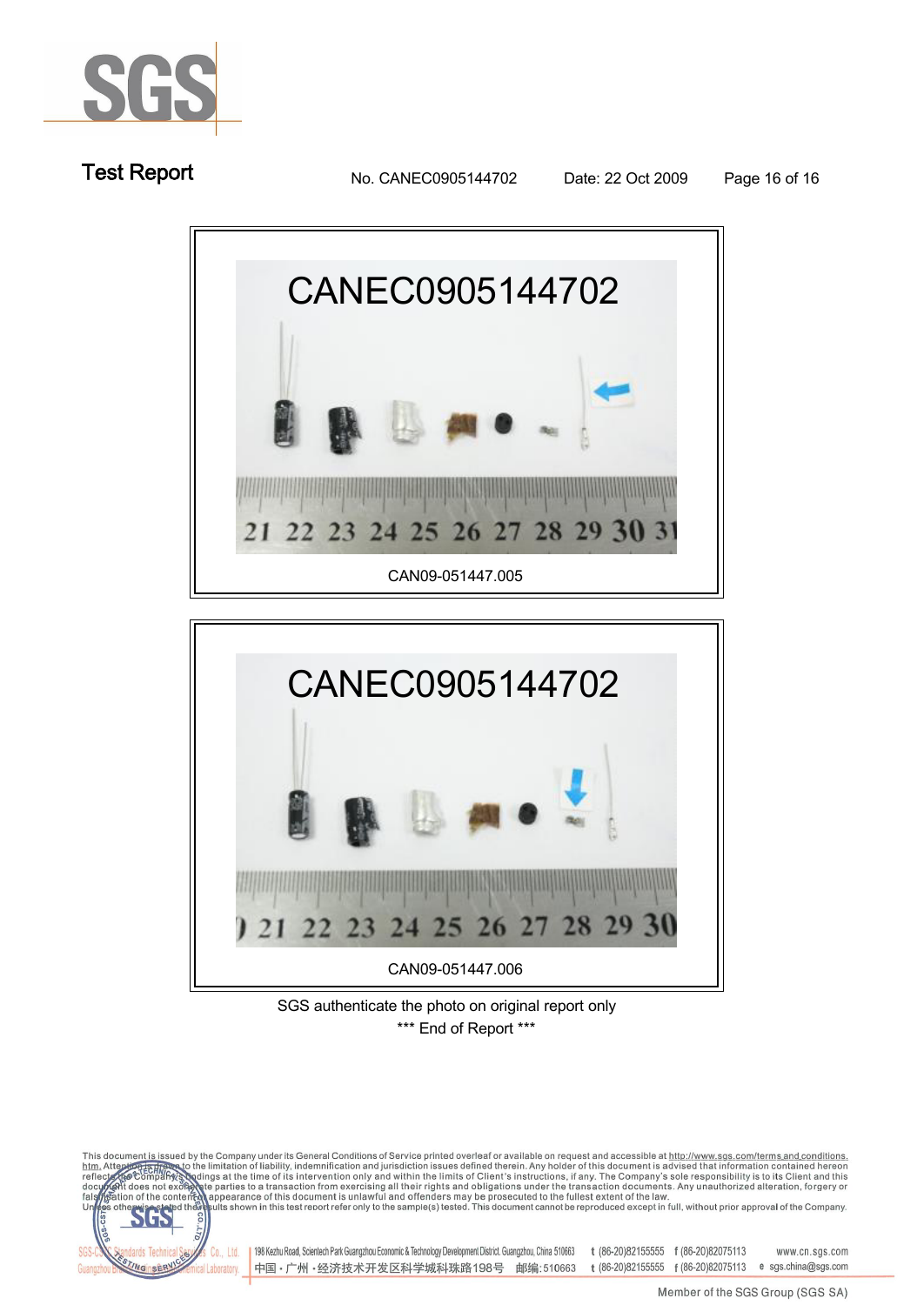# Test Report

No. CANEC0905144702 Date: 22 Oct 2009

CANEC0905144702

CAN09-051447.005

CANEC0905144702

CAN09-051447.006

SGS authenticate the photo on original report only

\*\*\* End of Report \*\*\*

This document is issued by the Company under its General Conditions of Service printed overleaf or available on request and accessible at http://www.sgs.com/terms and conditions.htm. Attention is drawn to the limitation of liability, indemnification and jurisdiction issues defined therein. Any holder of this document is advised that information contained hereon reflects the Company's findings at the time of its intervention only and within the limits of Client's instructions, if any. The Company's sole responsibility is to its Client and this document does not exonerate parties to a transaction from exercising all their rights and obligations under the transaction documents. Any unauthorized alteration, forgery or falsification of the content or appearance of this document is unlawful and offenders may be prosecuted to the fullest extent of the law. Unless otherwise stated the results shown in this test report refer only to the sample(s) tested. This document cannot be reproduced except in full, without prior approval of the Company.